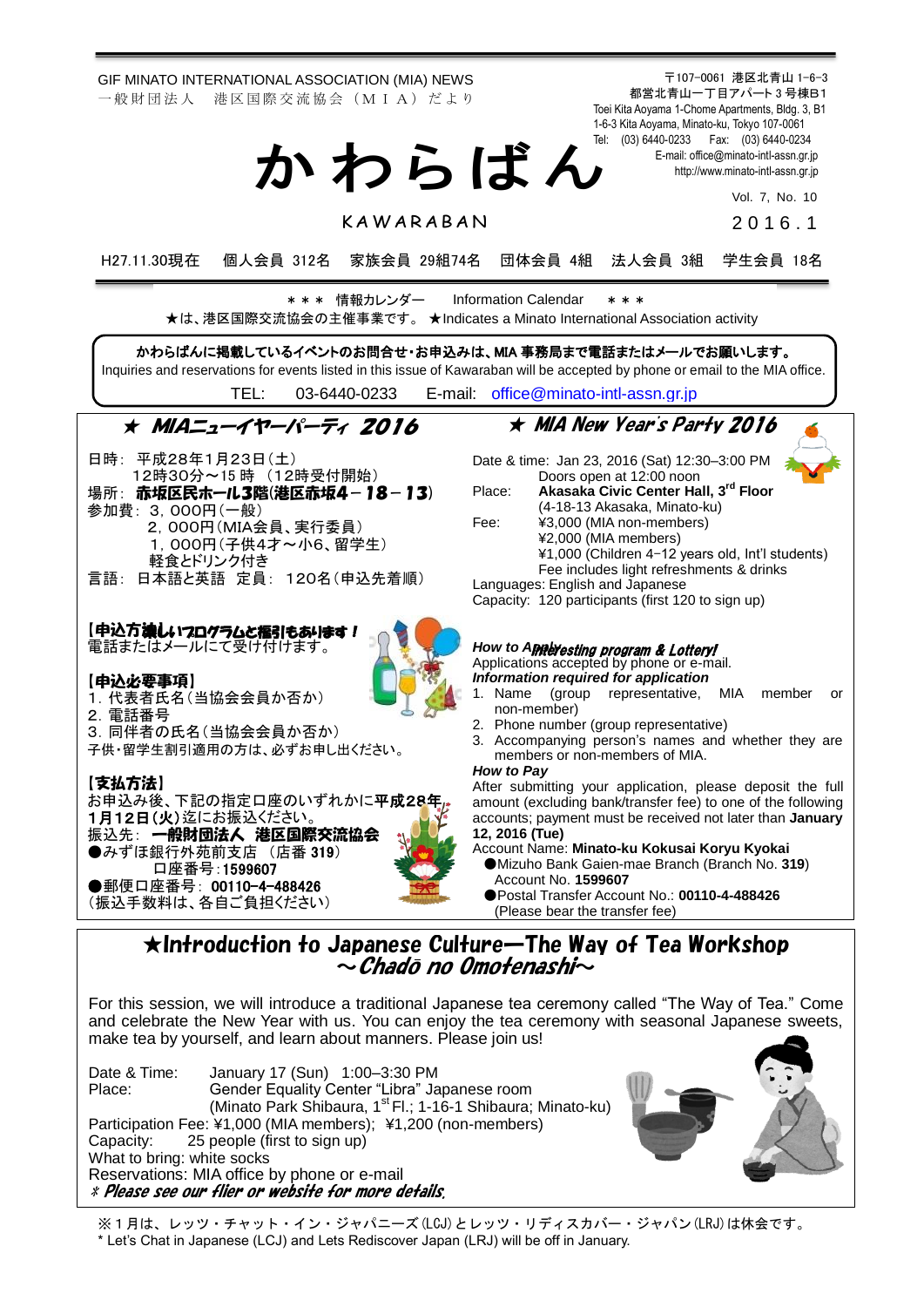GIF MINATO INTERNATIONAL ASSOCIATION (MIA) NEWS
一般財団法人　港区国際交流協会（ＭＩＡ）だより

〒107-0061 港区北青山 1-6-3
都営北青山一丁目アパート 3 号棟B1
Toei Kita Aoyama 1-Chome Apartments, Bldg. 3, B1
1-6-3 Kita Aoyama, Minato-ku, Tokyo 107-0061
Tel: (03) 6440-0233　Fax: (03) 6440-0234
E-mail: office@minato-intl-assn.gr.jp
http://www.minato-intl-assn.gr.jp

# かわらばん

KAWARABAN

Vol. 7, No. 10
２０１６．１

H27.11.30現在　個人会員 312名　家族会員 29組74名　団体会員 4組　法人会員 3組　学生会員 18名

＊＊＊ 情報カレンダー　Information Calendar　＊＊＊
★は、港区国際交流協会の主催事業です。 ★Indicates a Minato International Association activity

**かわらばんに掲載しているイベントのお問合せ・お申込みは、MIA 事務局まで電話またはメールでお願いします。**
Inquiries and reservations for events listed in this issue of Kawaraban will be accepted by phone or email to the MIA office.
TEL: 03-6440-0233　E-mail: office@minato-intl-assn.gr.jp

## ★ MIAニューイヤーパーティ 2016

日時：平成28年1月23日（土）
　12時30分～15 時（12時受付開始）
場所：**赤坂区民ホール3階（港区赤坂4－18－13）**
参加費：3，000円（一般）
　2，000円（MIA会員、実行委員）
　1，000円（子供4才～小6、留学生）
　軽食とドリンク付き
言語：日本語と英語　定員：120名（申込先着順）

**【申込方法】楽しいプログラムと福引もあります！**
電話またはメールにて受け付けます。

**【申込必要事項】**
1. 代表者氏名（当協会会員か否か）
2. 電話番号
3. 同伴者の氏名（当協会会員か否か）
子供・留学生割引適用の方は、必ずお申し出ください。

**【支払方法】**
お申込み後、下記の指定口座のいずれかに**平成28年1月12日(火)**迄にお振込ください。
振込先：**一般財団法人 港区国際交流協会**
●みずほ銀行外苑前支店（店番 **319**）
　口座番号：**1599607**
●郵便口座番号：**00110−4−488426**
（振込手数料は、各自ご負担ください）

## ★ MIA New Year's Party 2016

Date & time: Jan 23, 2016 (Sat) 12:30–3:00 PM
　Doors open at 12:00 noon
Place: **Akasaka Civic Center Hall, 3rd Floor**
　(4-18-13 Akasaka, Minato-ku)
Fee: ¥3,000 (MIA non-members)
　¥2,000 (MIA members)
　¥1,000 (Children 4–12 years old, Int'l students)
　Fee includes light refreshments & drinks
Languages: English and Japanese
Capacity: 120 participants (first 120 to sign up)

***Interesting program & Lottery!***

***How to Apply***
Applications accepted by phone or e-mail.
***Information required for application***
1. Name (group representative, MIA member or non-member)
2. Phone number (group representative)
3. Accompanying person's names and whether they are members or non-members of MIA.

***How to Pay***
After submitting your application, please deposit the full amount (excluding bank/transfer fee) to one of the following accounts; payment must be received not later than **January 12, 2016 (Tue)**
Account Name: **Minato-ku Kokusai Koryu Kyokai**
●Mizuho Bank Gaien-mae Branch (Branch No. **319**)
　Account No. **1599607**
●Postal Transfer Account No.: **00110-4-488426**
　(Please bear the transfer fee)

## ★Introduction to Japanese Culture—The Way of Tea Workshop ～*Chadō no Omotenashi*～

For this session, we will introduce a traditional Japanese tea ceremony called "The Way of Tea." Come and celebrate the New Year with us. You can enjoy the tea ceremony with seasonal Japanese sweets, make tea by yourself, and learn about manners. Please join us!

Date & Time: January 17 (Sun) 1:00–3:30 PM
Place: Gender Equality Center "Libra" Japanese room
　(Minato Park Shibaura, 1st Fl.; 1-16-1 Shibaura; Minato-ku)
Participation Fee: ¥1,000 (MIA members); ¥1,200 (non-members)
Capacity: 25 people (first to sign up)
What to bring: white socks
Reservations: MIA office by phone or e-mail
*\* Please see our flier or website for more details.*

※１月は、レッツ・チャット・イン・ジャパニーズ(LCJ)とレッツ・リディスカバー・ジャパン(LRJ)は休会です。
* Let's Chat in Japanese (LCJ) and Lets Rediscover Japan (LRJ) will be off in January.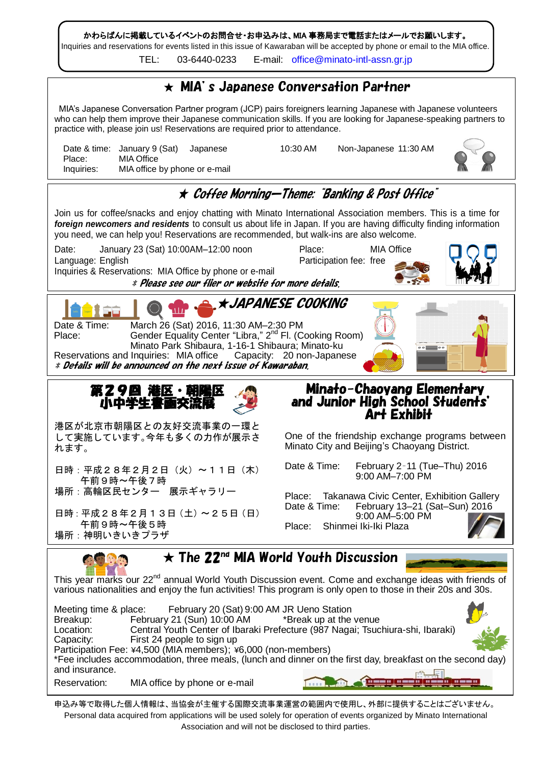かわらばんに掲載しているイベントのお問合せ・お申込みは、MIA 事務局まで電話またはメールでお願いします。
Inquiries and reservations for events listed in this issue of Kawaraban will be accepted by phone or email to the MIA office.

TEL: 03-6440-0233 E-mail: office@minato-intl-assn.gr.jp

## ★ MIA's Japanese Conversation Partner

MIA's Japanese Conversation Partner program (JCP) pairs foreigners learning Japanese with Japanese volunteers who can help them improve their Japanese communication skills. If you are looking for Japanese-speaking partners to practice with, please join us! Reservations are required prior to attendance.

Date & time: January 9 (Sat) Japanese 10:30 AM Non-Japanese 11:30 AM
Place: MIA Office
Inquiries: MIA office by phone or e-mail

## ★ Coffee Morning—Theme: "Banking & Post Office"

Join us for coffee/snacks and enjoy chatting with Minato International Association members. This is a time for ***foreign newcomers and residents*** to consult us about life in Japan. If you are having difficulty finding information you need, we can help you! Reservations are recommended, but walk-ins are also welcome.

Date: January 23 (Sat) 10:00AM–12:00 noon
Place: MIA Office
Language: English
Participation fee: free
Inquiries & Reservations: MIA Office by phone or e-mail

*\* Please see our flier or website for more details.*

## ★JAPANESE COOKING

Date & Time: March 26 (Sat) 2016, 11:30 AM–2:30 PM
Place: Gender Equality Center "Libra," 2nd Fl. (Cooking Room)
Minato Park Shibaura, 1-16-1 Shibaura; Minato-ku
Reservations and Inquiries: MIA office Capacity: 20 non-Japanese

*\* Details will be announced on the next issue of Kawaraban.*

## 第２９回 港区・朝陽区 小中学生書画交流展

港区が北京市朝陽区との友好交流事業の一環として実施しています。今年も多くの力作が展示されます。

日時：平成２８年２月２日（火）～１１日（木）
午前９時～午後７時
場所：高輪区民センター 展示ギャラリー

日時：平成２８年２月１３日（土）～２５日（日）
午前９時～午後５時
場所：神明いきいきプラザ

## Minato-Chaoyang Elementary and Junior High School Students' Art Exhibit

One of the friendship exchange programs between Minato City and Beijing's Chaoyang District.

Date & Time: February 2–11 (Tue–Thu) 2016
9:00 AM–7:00 PM
Place: Takanawa Civic Center, Exhibition Gallery

Date & Time: February 13–21 (Sat–Sun) 2016
9:00 AM–5:00 PM
Place: Shinmei Iki-Iki Plaza

## ★ The 22nd MIA World Youth Discussion

This year marks our 22nd annual World Youth Discussion event. Come and exchange ideas with friends of various nationalities and enjoy the fun activities! This program is only open to those in their 20s and 30s.

Meeting time & place: February 20 (Sat) 9:00 AM JR Ueno Station
Breakup: February 21 (Sun) 10:00 AM *Break up at the venue
Location: Central Youth Center of Ibaraki Prefecture (987 Nagai; Tsuchiura-shi, Ibaraki)
Capacity: First 24 people to sign up
Participation Fee: ¥4,500 (MIA members); ¥6,000 (non-members)
*Fee includes accommodation, three meals, (lunch and dinner on the first day, breakfast on the second day) and insurance.
Reservation: MIA office by phone or e-mail

申込み等で取得した個人情報は、当協会が主催する国際交流事業運営の範囲内で使用し、外部に提供することはございません。
Personal data acquired from applications will be used solely for operation of events organized by Minato International Association and will not be disclosed to third parties.